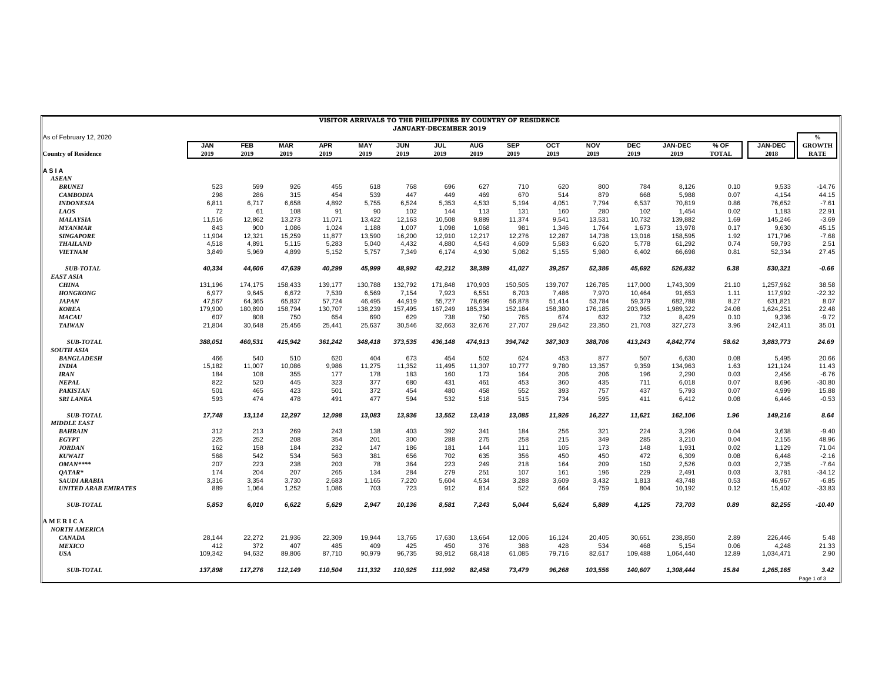# VISITOR ARRIVALS TO THE PHILIPPINES BY COUNTRY OF RESIDENCE
## JANUARY-DECEMBER 2019

As of February 12, 2020

| Country of Residence | JAN 2019 | FEB 2019 | MAR 2019 | APR 2019 | MAY 2019 | JUN 2019 | JUL 2019 | AUG 2019 | SEP 2019 | OCT 2019 | NOV 2019 | DEC 2019 | JAN-DEC 2019 | % OF TOTAL | JAN-DEC 2018 | % GROWTH RATE |
|---|---|---|---|---|---|---|---|---|---|---|---|---|---|---|---|---|
| **A S I A** | | | | | | | | | | | | | | | | |
| ***ASEAN*** | | | | | | | | | | | | | | | | |
| ***BRUNEI*** | 523 | 599 | 926 | 455 | 618 | 768 | 696 | 627 | 710 | 620 | 800 | 784 | 8,126 | 0.10 | 9,533 | -14.76 |
| ***CAMBODIA*** | 298 | 286 | 315 | 454 | 539 | 447 | 449 | 469 | 670 | 514 | 879 | 668 | 5,988 | 0.07 | 4,154 | 44.15 |
| ***INDONESIA*** | 6,811 | 6,717 | 6,658 | 4,892 | 5,755 | 6,524 | 5,353 | 4,533 | 5,194 | 4,051 | 7,794 | 6,537 | 70,819 | 0.86 | 76,652 | -7.61 |
| ***LAOS*** | 72 | 61 | 108 | 91 | 90 | 102 | 144 | 113 | 131 | 160 | 280 | 102 | 1,454 | 0.02 | 1,183 | 22.91 |
| ***MALAYSIA*** | 11,516 | 12,862 | 13,273 | 11,071 | 13,422 | 12,163 | 10,508 | 9,889 | 11,374 | 9,541 | 13,531 | 10,732 | 139,882 | 1.69 | 145,246 | -3.69 |
| ***MYANMAR*** | 843 | 900 | 1,086 | 1,024 | 1,188 | 1,007 | 1,098 | 1,068 | 981 | 1,346 | 1,764 | 1,673 | 13,978 | 0.17 | 9,630 | 45.15 |
| ***SINGAPORE*** | 11,904 | 12,321 | 15,259 | 11,877 | 13,590 | 16,200 | 12,910 | 12,217 | 12,276 | 12,287 | 14,738 | 13,016 | 158,595 | 1.92 | 171,796 | -7.68 |
| ***THAILAND*** | 4,518 | 4,891 | 5,115 | 5,283 | 5,040 | 4,432 | 4,880 | 4,543 | 4,609 | 5,583 | 6,620 | 5,778 | 61,292 | 0.74 | 59,793 | 2.51 |
| ***VIETNAM*** | 3,849 | 5,969 | 4,899 | 5,152 | 5,757 | 7,349 | 6,174 | 4,930 | 5,082 | 5,155 | 5,980 | 6,402 | 66,698 | 0.81 | 52,334 | 27.45 |
| ***SUB-TOTAL*** | ***40,334*** | ***44,606*** | ***47,639*** | ***40,299*** | ***45,999*** | ***48,992*** | ***42,212*** | ***38,389*** | ***41,027*** | ***39,257*** | ***52,386*** | ***45,692*** | ***526,832*** | ***6.38*** | ***530,321*** | ***-0.66*** |
| ***EAST ASIA*** | | | | | | | | | | | | | | | | |
| ***CHINA*** | 131,196 | 174,175 | 158,433 | 139,177 | 130,788 | 132,792 | 171,848 | 170,903 | 150,505 | 139,707 | 126,785 | 117,000 | 1,743,309 | 21.10 | 1,257,962 | 38.58 |
| ***HONGKONG*** | 6,977 | 9,645 | 6,672 | 7,539 | 6,569 | 7,154 | 7,923 | 6,551 | 6,703 | 7,486 | 7,970 | 10,464 | 91,653 | 1.11 | 117,992 | -22.32 |
| ***JAPAN*** | 47,567 | 64,365 | 65,837 | 57,724 | 46,495 | 44,919 | 55,727 | 78,699 | 56,878 | 51,414 | 53,784 | 59,379 | 682,788 | 8.27 | 631,821 | 8.07 |
| ***KOREA*** | 179,900 | 180,890 | 158,794 | 130,707 | 138,239 | 157,495 | 167,249 | 185,334 | 152,184 | 158,380 | 176,185 | 203,965 | 1,989,322 | 24.08 | 1,624,251 | 22.48 |
| ***MACAU*** | 607 | 808 | 750 | 654 | 690 | 629 | 738 | 750 | 765 | 674 | 632 | 732 | 8,429 | 0.10 | 9,336 | -9.72 |
| ***TAIWAN*** | 21,804 | 30,648 | 25,456 | 25,441 | 25,637 | 30,546 | 32,663 | 32,676 | 27,707 | 29,642 | 23,350 | 21,703 | 327,273 | 3.96 | 242,411 | 35.01 |
| ***SUB-TOTAL*** | ***388,051*** | ***460,531*** | ***415,942*** | ***361,242*** | ***348,418*** | ***373,535*** | ***436,148*** | ***474,913*** | ***394,742*** | ***387,303*** | ***388,706*** | ***413,243*** | ***4,842,774*** | ***58.62*** | ***3,883,773*** | ***24.69*** |
| ***SOUTH ASIA*** | | | | | | | | | | | | | | | | |
| ***BANGLADESH*** | 466 | 540 | 510 | 620 | 404 | 673 | 454 | 502 | 624 | 453 | 877 | 507 | 6,630 | 0.08 | 5,495 | 20.66 |
| ***INDIA*** | 15,182 | 11,007 | 10,086 | 9,986 | 11,275 | 11,352 | 11,495 | 11,307 | 10,777 | 9,780 | 13,357 | 9,359 | 134,963 | 1.63 | 121,124 | 11.43 |
| ***IRAN*** | 184 | 108 | 355 | 177 | 178 | 183 | 160 | 173 | 164 | 206 | 206 | 196 | 2,290 | 0.03 | 2,456 | -6.76 |
| ***NEPAL*** | 822 | 520 | 445 | 323 | 377 | 680 | 431 | 461 | 453 | 360 | 435 | 711 | 6,018 | 0.07 | 8,696 | -30.80 |
| ***PAKISTAN*** | 501 | 465 | 423 | 501 | 372 | 454 | 480 | 458 | 552 | 393 | 757 | 437 | 5,793 | 0.07 | 4,999 | 15.88 |
| ***SRI LANKA*** | 593 | 474 | 478 | 491 | 477 | 594 | 532 | 518 | 515 | 734 | 595 | 411 | 6,412 | 0.08 | 6,446 | -0.53 |
| ***SUB-TOTAL*** | ***17,748*** | ***13,114*** | ***12,297*** | ***12,098*** | ***13,083*** | ***13,936*** | ***13,552*** | ***13,419*** | ***13,085*** | ***11,926*** | ***16,227*** | ***11,621*** | ***162,106*** | ***1.96*** | ***149,216*** | ***8.64*** |
| ***MIDDLE EAST*** | | | | | | | | | | | | | | | | |
| ***BAHRAIN*** | 312 | 213 | 269 | 243 | 138 | 403 | 392 | 341 | 184 | 256 | 321 | 224 | 3,296 | 0.04 | 3,638 | -9.40 |
| ***EGYPT*** | 225 | 252 | 208 | 354 | 201 | 300 | 288 | 275 | 258 | 215 | 349 | 285 | 3,210 | 0.04 | 2,155 | 48.96 |
| ***JORDAN*** | 162 | 158 | 184 | 232 | 147 | 186 | 181 | 144 | 111 | 105 | 173 | 148 | 1,931 | 0.02 | 1,129 | 71.04 |
| ***KUWAIT*** | 568 | 542 | 534 | 563 | 381 | 656 | 702 | 635 | 356 | 450 | 450 | 472 | 6,309 | 0.08 | 6,448 | -2.16 |
| ***OMAN\*\*\*\**** | 207 | 223 | 238 | 203 | 78 | 364 | 223 | 249 | 218 | 164 | 209 | 150 | 2,526 | 0.03 | 2,735 | -7.64 |
| ***QATAR\**** | 174 | 204 | 207 | 265 | 134 | 284 | 279 | 251 | 107 | 161 | 196 | 229 | 2,491 | 0.03 | 3,781 | -34.12 |
| ***SAUDI ARABIA*** | 3,316 | 3,354 | 3,730 | 2,683 | 1,165 | 7,220 | 5,604 | 4,534 | 3,288 | 3,609 | 3,432 | 1,813 | 43,748 | 0.53 | 46,967 | -6.85 |
| ***UNITED ARAB EMIRATES*** | 889 | 1,064 | 1,252 | 1,086 | 703 | 723 | 912 | 814 | 522 | 664 | 759 | 804 | 10,192 | 0.12 | 15,402 | -33.83 |
| ***SUB-TOTAL*** | ***5,853*** | ***6,010*** | ***6,622*** | ***5,629*** | ***2,947*** | ***10,136*** | ***8,581*** | ***7,243*** | ***5,044*** | ***5,624*** | ***5,889*** | ***4,125*** | ***73,703*** | ***0.89*** | ***82,255*** | ***-10.40*** |
| **A M E R I C A** | | | | | | | | | | | | | | | | |
| ***NORTH AMERICA*** | | | | | | | | | | | | | | | | |
| ***CANADA*** | 28,144 | 22,272 | 21,936 | 22,309 | 19,944 | 13,765 | 17,630 | 13,664 | 12,006 | 16,124 | 20,405 | 30,651 | 238,850 | 2.89 | 226,446 | 5.48 |
| ***MEXICO*** | 412 | 372 | 407 | 485 | 409 | 425 | 450 | 376 | 388 | 428 | 534 | 468 | 5,154 | 0.06 | 4,248 | 21.33 |
| ***USA*** | 109,342 | 94,632 | 89,806 | 87,710 | 90,979 | 96,735 | 93,912 | 68,418 | 61,085 | 79,716 | 82,617 | 109,488 | 1,064,440 | 12.89 | 1,034,471 | 2.90 |
| ***SUB-TOTAL*** | ***137,898*** | ***117,276*** | ***112,149*** | ***110,504*** | ***111,332*** | ***110,925*** | ***111,992*** | ***82,458*** | ***73,479*** | ***96,268*** | ***103,556*** | ***140,607*** | ***1,308,444*** | ***15.84*** | ***1,265,165*** | ***3.42*** |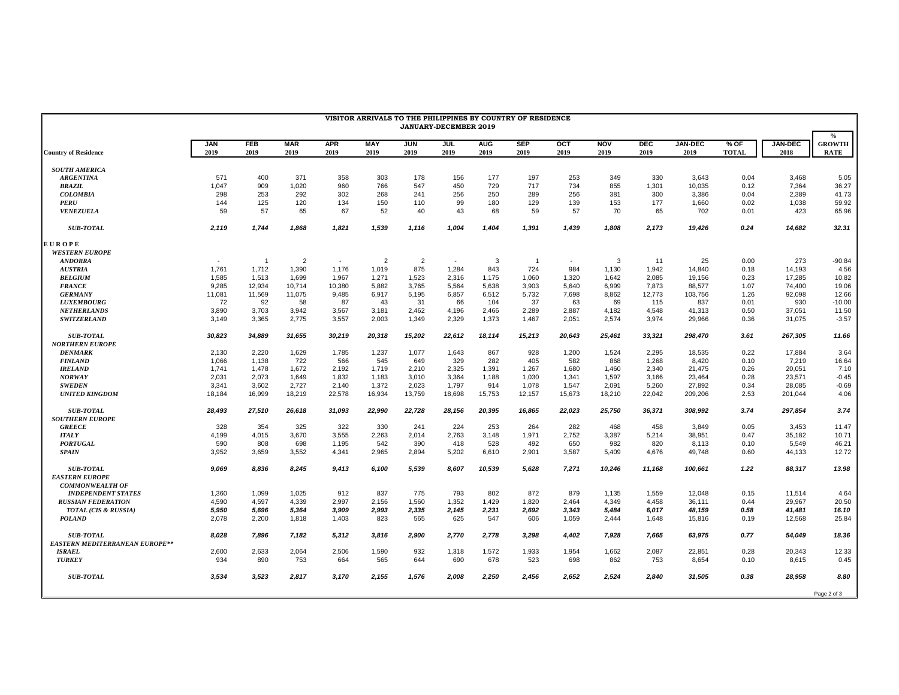# VISITOR ARRIVALS TO THE PHILIPPINES BY COUNTRY OF RESIDENCE
## JANUARY-DECEMBER 2019

| Country of Residence | JAN 2019 | FEB 2019 | MAR 2019 | APR 2019 | MAY 2019 | JUN 2019 | JUL 2019 | AUG 2019 | SEP 2019 | OCT 2019 | NOV 2019 | DEC 2019 | JAN-DEC 2019 | % OF TOTAL | JAN-DEC 2018 | % GROWTH RATE |
|---|---|---|---|---|---|---|---|---|---|---|---|---|---|---|---|---|
| ***SOUTH AMERICA*** | | | | | | | | | | | | | | | | |
| ***ARGENTINA*** | 571 | 400 | 371 | 358 | 303 | 178 | 156 | 177 | 197 | 253 | 349 | 330 | 3,643 | 0.04 | 3,468 | 5.05 |
| ***BRAZIL*** | 1,047 | 909 | 1,020 | 960 | 766 | 547 | 450 | 729 | 717 | 734 | 855 | 1,301 | 10,035 | 0.12 | 7,364 | 36.27 |
| ***COLOMBIA*** | 298 | 253 | 292 | 302 | 268 | 241 | 256 | 250 | 289 | 256 | 381 | 300 | 3,386 | 0.04 | 2,389 | 41.73 |
| ***PERU*** | 144 | 125 | 120 | 134 | 150 | 110 | 99 | 180 | 129 | 139 | 153 | 177 | 1,660 | 0.02 | 1,038 | 59.92 |
| ***VENEZUELA*** | 59 | 57 | 65 | 67 | 52 | 40 | 43 | 68 | 59 | 57 | 70 | 65 | 702 | 0.01 | 423 | 65.96 |
| ***SUB-TOTAL*** | ***2,119*** | ***1,744*** | ***1,868*** | ***1,821*** | ***1,539*** | ***1,116*** | ***1,004*** | ***1,404*** | ***1,391*** | ***1,439*** | ***1,808*** | ***2,173*** | ***19,426*** | ***0.24*** | ***14,682*** | ***32.31*** |
| **E U R O P E** | | | | | | | | | | | | | | | | |
| ***WESTERN EUROPE*** | | | | | | | | | | | | | | | | |
| ***ANDORRA*** | - | 1 | 2 | - | 2 | 2 | - | 3 | 1 | - | 3 | 11 | 25 | 0.00 | 273 | -90.84 |
| ***AUSTRIA*** | 1,761 | 1,712 | 1,390 | 1,176 | 1,019 | 875 | 1,284 | 843 | 724 | 984 | 1,130 | 1,942 | 14,840 | 0.18 | 14,193 | 4.56 |
| ***BELGIUM*** | 1,585 | 1,513 | 1,699 | 1,967 | 1,271 | 1,523 | 2,316 | 1,175 | 1,060 | 1,320 | 1,642 | 2,085 | 19,156 | 0.23 | 17,285 | 10.82 |
| ***FRANCE*** | 9,285 | 12,934 | 10,714 | 10,380 | 5,882 | 3,765 | 5,564 | 5,638 | 3,903 | 5,640 | 6,999 | 7,873 | 88,577 | 1.07 | 74,400 | 19.06 |
| ***GERMANY*** | 11,081 | 11,569 | 11,075 | 9,485 | 6,917 | 5,195 | 6,857 | 6,512 | 5,732 | 7,698 | 8,862 | 12,773 | 103,756 | 1.26 | 92,098 | 12.66 |
| ***LUXEMBOURG*** | 72 | 92 | 58 | 87 | 43 | 31 | 66 | 104 | 37 | 63 | 69 | 115 | 837 | 0.01 | 930 | -10.00 |
| ***NETHERLANDS*** | 3,890 | 3,703 | 3,942 | 3,567 | 3,181 | 2,462 | 4,196 | 2,466 | 2,289 | 2,887 | 4,182 | 4,548 | 41,313 | 0.50 | 37,051 | 11.50 |
| ***SWITZERLAND*** | 3,149 | 3,365 | 2,775 | 3,557 | 2,003 | 1,349 | 2,329 | 1,373 | 1,467 | 2,051 | 2,574 | 3,974 | 29,966 | 0.36 | 31,075 | -3.57 |
| ***SUB-TOTAL*** | ***30,823*** | ***34,889*** | ***31,655*** | ***30,219*** | ***20,318*** | ***15,202*** | ***22,612*** | ***18,114*** | ***15,213*** | ***20,643*** | ***25,461*** | ***33,321*** | ***298,470*** | ***3.61*** | ***267,305*** | ***11.66*** |
| ***NORTHERN EUROPE*** | | | | | | | | | | | | | | | | |
| ***DENMARK*** | 2,130 | 2,220 | 1,629 | 1,785 | 1,237 | 1,077 | 1,643 | 867 | 928 | 1,200 | 1,524 | 2,295 | 18,535 | 0.22 | 17,884 | 3.64 |
| ***FINLAND*** | 1,066 | 1,138 | 722 | 566 | 545 | 649 | 329 | 282 | 405 | 582 | 868 | 1,268 | 8,420 | 0.10 | 7,219 | 16.64 |
| ***IRELAND*** | 1,741 | 1,478 | 1,672 | 2,192 | 1,719 | 2,210 | 2,325 | 1,391 | 1,267 | 1,680 | 1,460 | 2,340 | 21,475 | 0.26 | 20,051 | 7.10 |
| ***NORWAY*** | 2,031 | 2,073 | 1,649 | 1,832 | 1,183 | 3,010 | 3,364 | 1,188 | 1,030 | 1,341 | 1,597 | 3,166 | 23,464 | 0.28 | 23,571 | -0.45 |
| ***SWEDEN*** | 3,341 | 3,602 | 2,727 | 2,140 | 1,372 | 2,023 | 1,797 | 914 | 1,078 | 1,547 | 2,091 | 5,260 | 27,892 | 0.34 | 28,085 | -0.69 |
| ***UNITED KINGDOM*** | 18,184 | 16,999 | 18,219 | 22,578 | 16,934 | 13,759 | 18,698 | 15,753 | 12,157 | 15,673 | 18,210 | 22,042 | 209,206 | 2.53 | 201,044 | 4.06 |
| ***SUB-TOTAL*** | ***28,493*** | ***27,510*** | ***26,618*** | ***31,093*** | ***22,990*** | ***22,728*** | ***28,156*** | ***20,395*** | ***16,865*** | ***22,023*** | ***25,750*** | ***36,371*** | ***308,992*** | ***3.74*** | ***297,854*** | ***3.74*** |
| ***SOUTHERN EUROPE*** | | | | | | | | | | | | | | | | |
| ***GREECE*** | 328 | 354 | 325 | 322 | 330 | 241 | 224 | 253 | 264 | 282 | 468 | 458 | 3,849 | 0.05 | 3,453 | 11.47 |
| ***ITALY*** | 4,199 | 4,015 | 3,670 | 3,555 | 2,263 | 2,014 | 2,763 | 3,148 | 1,971 | 2,752 | 3,387 | 5,214 | 38,951 | 0.47 | 35,182 | 10.71 |
| ***PORTUGAL*** | 590 | 808 | 698 | 1,195 | 542 | 390 | 418 | 528 | 492 | 650 | 982 | 820 | 8,113 | 0.10 | 5,549 | 46.21 |
| ***SPAIN*** | 3,952 | 3,659 | 3,552 | 4,341 | 2,965 | 2,894 | 5,202 | 6,610 | 2,901 | 3,587 | 5,409 | 4,676 | 49,748 | 0.60 | 44,133 | 12.72 |
| ***SUB-TOTAL*** | ***9,069*** | ***8,836*** | ***8,245*** | ***9,413*** | ***6,100*** | ***5,539*** | ***8,607*** | ***10,539*** | ***5,628*** | ***7,271*** | ***10,246*** | ***11,168*** | ***100,661*** | ***1.22*** | ***88,317*** | ***13.98*** |
| ***EASTERN EUROPE*** | | | | | | | | | | | | | | | | |
| ***COMMONWEALTH OF INDEPENDENT STATES*** | 1,360 | 1,099 | 1,025 | 912 | 837 | 775 | 793 | 802 | 872 | 879 | 1,135 | 1,559 | 12,048 | 0.15 | 11,514 | 4.64 |
| ***RUSSIAN FEDERATION*** | 4,590 | 4,597 | 4,339 | 2,997 | 2,156 | 1,560 | 1,352 | 1,429 | 1,820 | 2,464 | 4,349 | 4,458 | 36,111 | 0.44 | 29,967 | 20.50 |
| ***TOTAL (CIS & RUSSIA)*** | ***5,950*** | ***5,696*** | ***5,364*** | ***3,909*** | ***2,993*** | ***2,335*** | ***2,145*** | ***2,231*** | ***2,692*** | ***3,343*** | ***5,484*** | ***6,017*** | ***48,159*** | ***0.58*** | ***41,481*** | ***16.10*** |
| ***POLAND*** | 2,078 | 2,200 | 1,818 | 1,403 | 823 | 565 | 625 | 547 | 606 | 1,059 | 2,444 | 1,648 | 15,816 | 0.19 | 12,568 | 25.84 |
| ***SUB-TOTAL*** | ***8,028*** | ***7,896*** | ***7,182*** | ***5,312*** | ***3,816*** | ***2,900*** | ***2,770*** | ***2,778*** | ***3,298*** | ***4,402*** | ***7,928*** | ***7,665*** | ***63,975*** | ***0.77*** | ***54,049*** | ***18.36*** |
| ***EASTERN MEDITERRANEAN EUROPE**\**** | | | | | | | | | | | | | | | | |
| ***ISRAEL*** | 2,600 | 2,633 | 2,064 | 2,506 | 1,590 | 932 | 1,318 | 1,572 | 1,933 | 1,954 | 1,662 | 2,087 | 22,851 | 0.28 | 20,343 | 12.33 |
| ***TURKEY*** | 934 | 890 | 753 | 664 | 565 | 644 | 690 | 678 | 523 | 698 | 862 | 753 | 8,654 | 0.10 | 8,615 | 0.45 |
| ***SUB-TOTAL*** | ***3,534*** | ***3,523*** | ***2,817*** | ***3,170*** | ***2,155*** | ***1,576*** | ***2,008*** | ***2,250*** | ***2,456*** | ***2,652*** | ***2,524*** | ***2,840*** | ***31,505*** | ***0.38*** | ***28,958*** | ***8.80*** |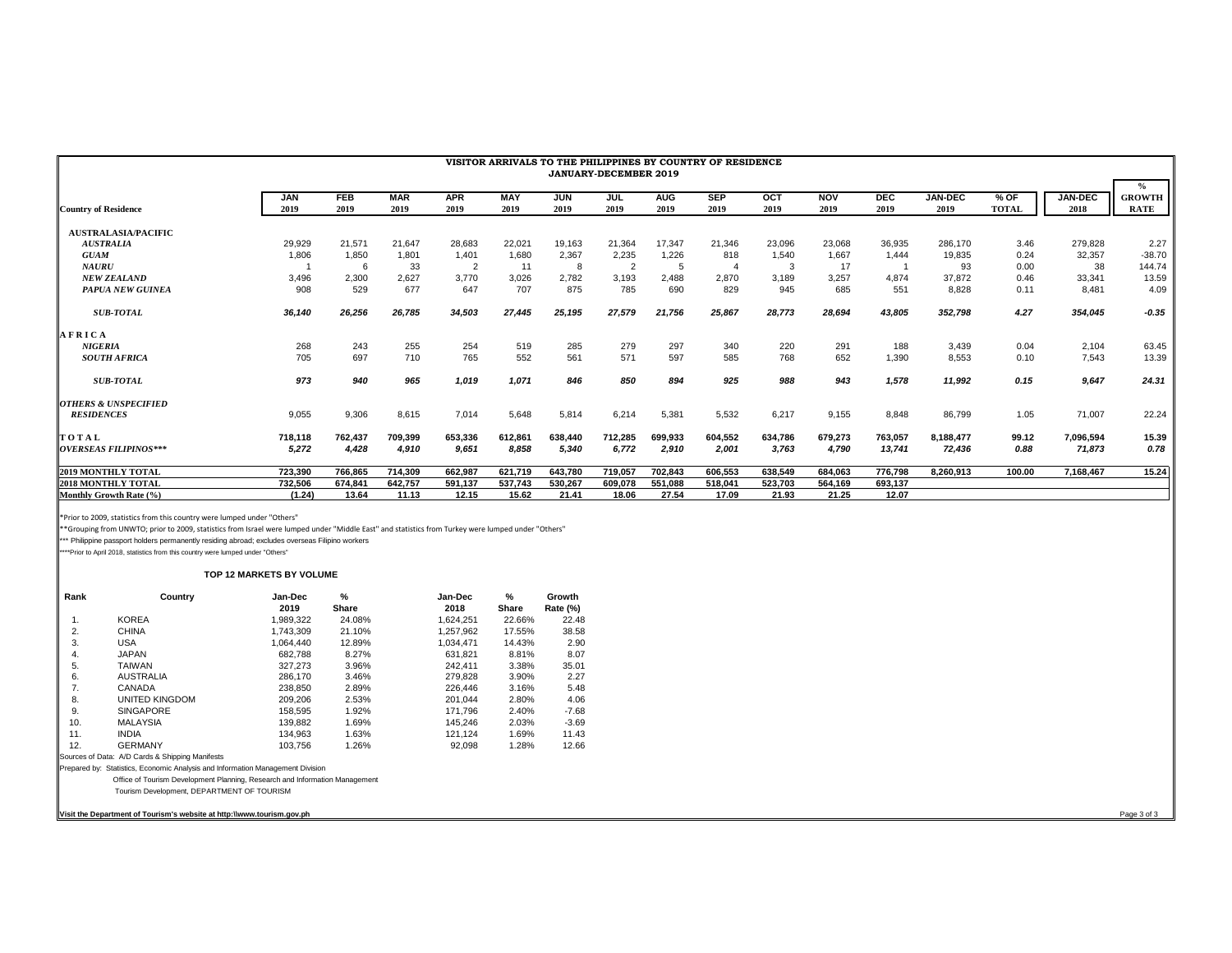## VISITOR ARRIVALS TO THE PHILIPPINES BY COUNTRY OF RESIDENCE
### JANUARY-DECEMBER 2019

| Country of Residence | JAN 2019 | FEB 2019 | MAR 2019 | APR 2019 | MAY 2019 | JUN 2019 | JUL 2019 | AUG 2019 | SEP 2019 | OCT 2019 | NOV 2019 | DEC 2019 | JAN-DEC 2019 | % OF TOTAL | JAN-DEC 2018 | % GROWTH RATE |
|---|---|---|---|---|---|---|---|---|---|---|---|---|---|---|---|---|
| **AUSTRALASIA/PACIFIC** | | | | | | | | | | | | | | | | |
| ***AUSTRALIA*** | 29,929 | 21,571 | 21,647 | 28,683 | 22,021 | 19,163 | 21,364 | 17,347 | 21,346 | 23,096 | 23,068 | 36,935 | 286,170 | 3.46 | 279,828 | 2.27 |
| ***GUAM*** | 1,806 | 1,850 | 1,801 | 1,401 | 1,680 | 2,367 | 2,235 | 1,226 | 818 | 1,540 | 1,667 | 1,444 | 19,835 | 0.24 | 32,357 | -38.70 |
| ***NAURU*** | 1 | 6 | 33 | 2 | 11 | 8 | 2 | 5 | 4 | 3 | 17 | 1 | 93 | 0.00 | 38 | 144.74 |
| ***NEW ZEALAND*** | 3,496 | 2,300 | 2,627 | 3,770 | 3,026 | 2,782 | 3,193 | 2,488 | 2,870 | 3,189 | 3,257 | 4,874 | 37,872 | 0.46 | 33,341 | 13.59 |
| ***PAPUA NEW GUINEA*** | 908 | 529 | 677 | 647 | 707 | 875 | 785 | 690 | 829 | 945 | 685 | 551 | 8,828 | 0.11 | 8,481 | 4.09 |
| ***SUB-TOTAL*** | ***36,140*** | ***26,256*** | ***26,785*** | ***34,503*** | ***27,445*** | ***25,195*** | ***27,579*** | ***21,756*** | ***25,867*** | ***28,773*** | ***28,694*** | ***43,805*** | ***352,798*** | ***4.27*** | ***354,045*** | ***-0.35*** |
| **A F R I C A** | | | | | | | | | | | | | | | | |
| ***NIGERIA*** | 268 | 243 | 255 | 254 | 519 | 285 | 279 | 297 | 340 | 220 | 291 | 188 | 3,439 | 0.04 | 2,104 | 63.45 |
| ***SOUTH AFRICA*** | 705 | 697 | 710 | 765 | 552 | 561 | 571 | 597 | 585 | 768 | 652 | 1,390 | 8,553 | 0.10 | 7,543 | 13.39 |
| ***SUB-TOTAL*** | ***973*** | ***940*** | ***965*** | ***1,019*** | ***1,071*** | ***846*** | ***850*** | ***894*** | ***925*** | ***988*** | ***943*** | ***1,578*** | ***11,992*** | ***0.15*** | ***9,647*** | ***24.31*** |
| ***OTHERS & UNSPECIFIED RESIDENCES*** | 9,055 | 9,306 | 8,615 | 7,014 | 5,648 | 5,814 | 6,214 | 5,381 | 5,532 | 6,217 | 9,155 | 8,848 | 86,799 | 1.05 | 71,007 | 22.24 |
| **T O T A L** | **718,118** | **762,437** | **709,399** | **653,336** | **612,861** | **638,440** | **712,285** | **699,933** | **604,552** | **634,786** | **679,273** | **763,057** | **8,188,477** | **99.12** | **7,096,594** | **15.39** |
| ***OVERSEAS FILIPINOS**** | ***5,272*** | ***4,428*** | ***4,910*** | ***9,651*** | ***8,858*** | ***5,340*** | ***6,772*** | ***2,910*** | ***2,001*** | ***3,763*** | ***4,790*** | ***13,741*** | ***72,436*** | ***0.88*** | ***71,873*** | ***0.78*** |
| **2019 MONTHLY TOTAL** | **723,390** | **766,865** | **714,309** | **662,987** | **621,719** | **643,780** | **719,057** | **702,843** | **606,553** | **638,549** | **684,063** | **776,798** | **8,260,913** | **100.00** | **7,168,467** | **15.24** |
| **2018 MONTHLY TOTAL** | **732,506** | **674,841** | **642,757** | **591,137** | **537,743** | **530,267** | **609,078** | **551,088** | **518,041** | **523,703** | **564,169** | **693,137** | | | | |
| **Monthly Growth Rate (%)** | **(1.24)** | **13.64** | **11.13** | **12.15** | **15.62** | **21.41** | **18.06** | **27.54** | **17.09** | **21.93** | **21.25** | **12.07** | | | | |

*Prior to 2009, statistics from this country were lumped under "Others"

**Grouping from UNWTO; prior to 2009, statistics from Israel were lumped under "Middle East" and statistics from Turkey were lumped under "Others"

*** Philippine passport holders permanently residing abroad; excludes overseas Filipino workers

****Prior to April 2018, statistics from this country were lumped under "Others"

### TOP 12 MARKETS BY VOLUME

| Rank | Country | Jan-Dec 2019 | % Share | Jan-Dec 2018 | % Share | Growth Rate (%) |
|---|---|---|---|---|---|---|
| 1. | KOREA | 1,989,322 | 24.08% | 1,624,251 | 22.66% | 22.48 |
| 2. | CHINA | 1,743,309 | 21.10% | 1,257,962 | 17.55% | 38.58 |
| 3. | USA | 1,064,440 | 12.89% | 1,034,471 | 14.43% | 2.90 |
| 4. | JAPAN | 682,788 | 8.27% | 631,821 | 8.81% | 8.07 |
| 5. | TAIWAN | 327,273 | 3.96% | 242,411 | 3.38% | 35.01 |
| 6. | AUSTRALIA | 286,170 | 3.46% | 279,828 | 3.90% | 2.27 |
| 7. | CANADA | 238,850 | 2.89% | 226,446 | 3.16% | 5.48 |
| 8. | UNITED KINGDOM | 209,206 | 2.53% | 201,044 | 2.80% | 4.06 |
| 9. | SINGAPORE | 158,595 | 1.92% | 171,796 | 2.40% | -7.68 |
| 10. | MALAYSIA | 139,882 | 1.69% | 145,246 | 2.03% | -3.69 |
| 11. | INDIA | 134,963 | 1.63% | 121,124 | 1.69% | 11.43 |
| 12. | GERMANY | 103,756 | 1.26% | 92,098 | 1.28% | 12.66 |

Sources of Data: A/D Cards & Shipping Manifests

Prepared by: Statistics, Economic Analysis and Information Management Division

Office of Tourism Development Planning, Research and Information Management

Tourism Development, DEPARTMENT OF TOURISM

**Visit the Department of Tourism's website at http:\\www.tourism.gov.ph**